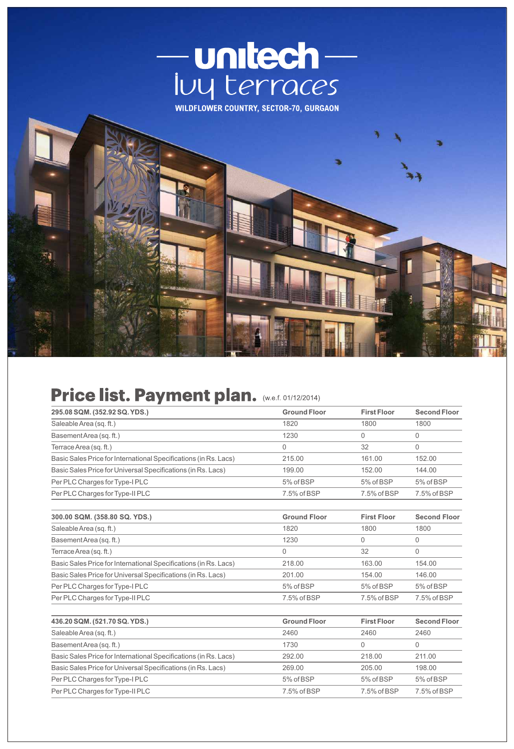# unitech

## ivy terraces

**WILDFLOWER COUNTRY, SECTOR-70, GURGAON**

## Price list. Payment plan. (w.e.f. 01/12/2014)

| 295.08 SQM. (352.92 SQ. YDS.) | Ground Floor | First Floor | Second Floor |
|---|---|---|---|
| Saleable Area (sq. ft.) | 1820 | 1800 | 1800 |
| Basement Area (sq. ft.) | 1230 | 0 | 0 |
| Terrace Area (sq. ft.) | 0 | 32 | 0 |
| Basic Sales Price for International Specifications (in Rs. Lacs) | 215.00 | 161.00 | 152.00 |
| Basic Sales Price for Universal Specifications (in Rs. Lacs) | 199.00 | 152.00 | 144.00 |
| Per PLC Charges for Type-I PLC | 5% of BSP | 5% of BSP | 5% of BSP |
| Per PLC Charges for Type-II PLC | 7.5% of BSP | 7.5% of BSP | 7.5% of BSP |

| 300.00 SQM. (358.80 SQ. YDS.) | Ground Floor | First Floor | Second Floor |
|---|---|---|---|
| Saleable Area (sq. ft.) | 1820 | 1800 | 1800 |
| Basement Area (sq. ft.) | 1230 | 0 | 0 |
| Terrace Area (sq. ft.) | 0 | 32 | 0 |
| Basic Sales Price for International Specifications (in Rs. Lacs) | 218.00 | 163.00 | 154.00 |
| Basic Sales Price for Universal Specifications (in Rs. Lacs) | 201.00 | 154.00 | 146.00 |
| Per PLC Charges for Type-I PLC | 5% of BSP | 5% of BSP | 5% of BSP |
| Per PLC Charges for Type-II PLC | 7.5% of BSP | 7.5% of BSP | 7.5% of BSP |

| 436.20 SQM. (521.70 SQ. YDS.) | Ground Floor | First Floor | Second Floor |
|---|---|---|---|
| Saleable Area (sq. ft.) | 2460 | 2460 | 2460 |
| Basement Area (sq. ft.) | 1730 | 0 | 0 |
| Basic Sales Price for International Specifications (in Rs. Lacs) | 292.00 | 218.00 | 211.00 |
| Basic Sales Price for Universal Specifications (in Rs. Lacs) | 269.00 | 205.00 | 198.00 |
| Per PLC Charges for Type-I PLC | 5% of BSP | 5% of BSP | 5% of BSP |
| Per PLC Charges for Type-II PLC | 7.5% of BSP | 7.5% of BSP | 7.5% of BSP |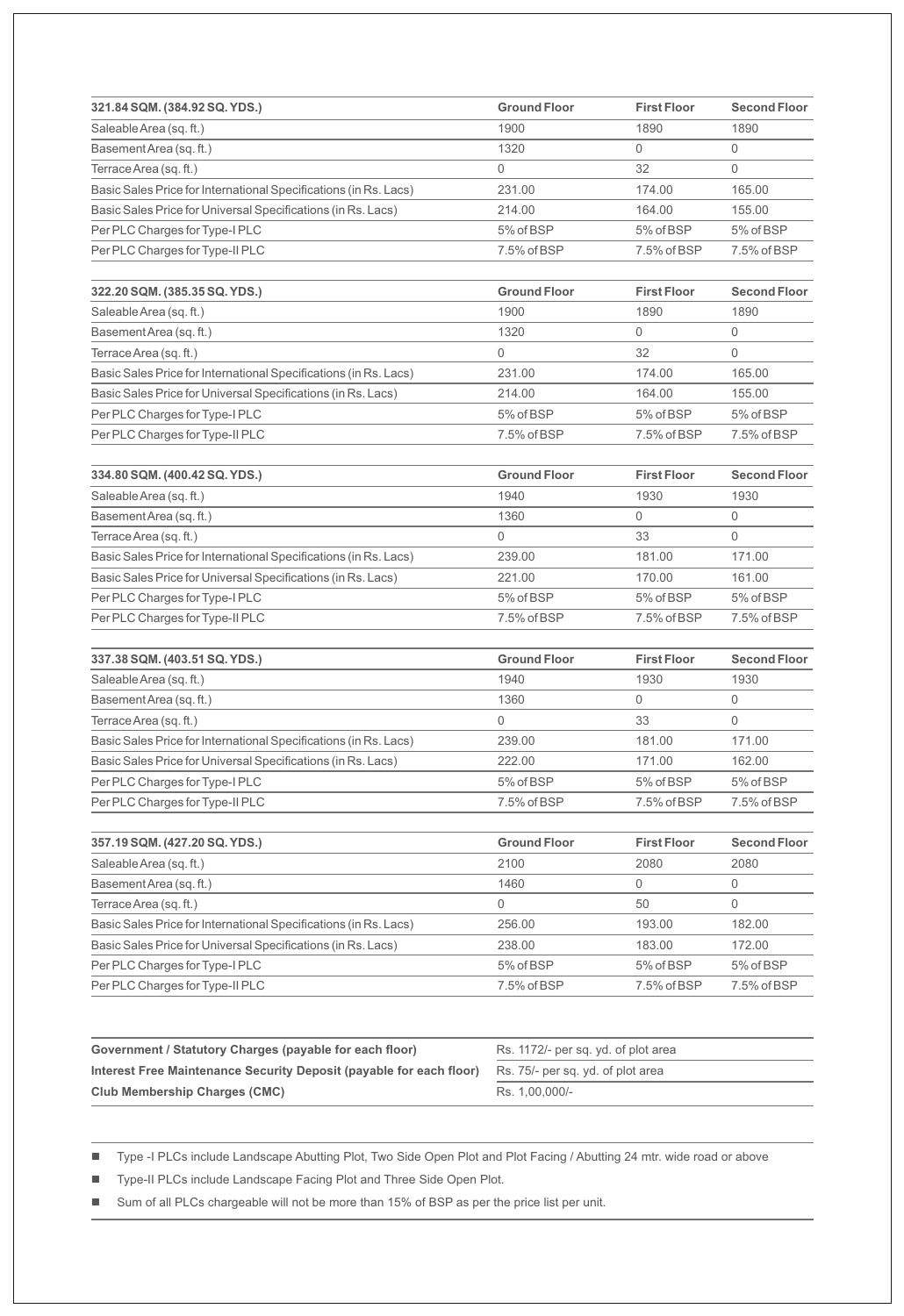| 321.84 SQM. (384.92 SQ. YDS.) | Ground Floor | First Floor | Second Floor |
|---|---|---|---|
| Saleable Area (sq. ft.) | 1900 | 1890 | 1890 |
| Basement Area (sq. ft.) | 1320 | 0 | 0 |
| Terrace Area (sq. ft.) | 0 | 32 | 0 |
| Basic Sales Price for International Specifications (in Rs. Lacs) | 231.00 | 174.00 | 165.00 |
| Basic Sales Price for Universal Specifications (in Rs. Lacs) | 214.00 | 164.00 | 155.00 |
| Per PLC Charges for Type-I PLC | 5% of BSP | 5% of BSP | 5% of BSP |
| Per PLC Charges for Type-II PLC | 7.5% of BSP | 7.5% of BSP | 7.5% of BSP |

| 322.20 SQM. (385.35 SQ. YDS.) | Ground Floor | First Floor | Second Floor |
|---|---|---|---|
| Saleable Area (sq. ft.) | 1900 | 1890 | 1890 |
| Basement Area (sq. ft.) | 1320 | 0 | 0 |
| Terrace Area (sq. ft.) | 0 | 32 | 0 |
| Basic Sales Price for International Specifications (in Rs. Lacs) | 231.00 | 174.00 | 165.00 |
| Basic Sales Price for Universal Specifications (in Rs. Lacs) | 214.00 | 164.00 | 155.00 |
| Per PLC Charges for Type-I PLC | 5% of BSP | 5% of BSP | 5% of BSP |
| Per PLC Charges for Type-II PLC | 7.5% of BSP | 7.5% of BSP | 7.5% of BSP |

| 334.80 SQM. (400.42 SQ. YDS.) | Ground Floor | First Floor | Second Floor |
|---|---|---|---|
| Saleable Area (sq. ft.) | 1940 | 1930 | 1930 |
| Basement Area (sq. ft.) | 1360 | 0 | 0 |
| Terrace Area (sq. ft.) | 0 | 33 | 0 |
| Basic Sales Price for International Specifications (in Rs. Lacs) | 239.00 | 181.00 | 171.00 |
| Basic Sales Price for Universal Specifications (in Rs. Lacs) | 221.00 | 170.00 | 161.00 |
| Per PLC Charges for Type-I PLC | 5% of BSP | 5% of BSP | 5% of BSP |
| Per PLC Charges for Type-II PLC | 7.5% of BSP | 7.5% of BSP | 7.5% of BSP |

| 337.38 SQM. (403.51 SQ. YDS.) | Ground Floor | First Floor | Second Floor |
|---|---|---|---|
| Saleable Area (sq. ft.) | 1940 | 1930 | 1930 |
| Basement Area (sq. ft.) | 1360 | 0 | 0 |
| Terrace Area (sq. ft.) | 0 | 33 | 0 |
| Basic Sales Price for International Specifications (in Rs. Lacs) | 239.00 | 181.00 | 171.00 |
| Basic Sales Price for Universal Specifications (in Rs. Lacs) | 222.00 | 171.00 | 162.00 |
| Per PLC Charges for Type-I PLC | 5% of BSP | 5% of BSP | 5% of BSP |
| Per PLC Charges for Type-II PLC | 7.5% of BSP | 7.5% of BSP | 7.5% of BSP |

| 357.19 SQM. (427.20 SQ. YDS.) | Ground Floor | First Floor | Second Floor |
|---|---|---|---|
| Saleable Area (sq. ft.) | 2100 | 2080 | 2080 |
| Basement Area (sq. ft.) | 1460 | 0 | 0 |
| Terrace Area (sq. ft.) | 0 | 50 | 0 |
| Basic Sales Price for International Specifications (in Rs. Lacs) | 256.00 | 193.00 | 182.00 |
| Basic Sales Price for Universal Specifications (in Rs. Lacs) | 238.00 | 183.00 | 172.00 |
| Per PLC Charges for Type-I PLC | 5% of BSP | 5% of BSP | 5% of BSP |
| Per PLC Charges for Type-II PLC | 7.5% of BSP | 7.5% of BSP | 7.5% of BSP |

| | |
|---|---|
| **Government / Statutory Charges (payable for each floor)** | Rs. 1172/- per sq. yd. of plot area |
| **Interest Free Maintenance Security Deposit (payable for each floor)** | Rs. 75/- per sq. yd. of plot area |
| **Club Membership Charges (CMC)** | Rs. 1,00,000/- |

- Type -I PLCs include Landscape Abutting Plot, Two Side Open Plot and Plot Facing / Abutting 24 mtr. wide road or above
- Type-II PLCs include Landscape Facing Plot and Three Side Open Plot.
- Sum of all PLCs chargeable will not be more than 15% of BSP as per the price list per unit.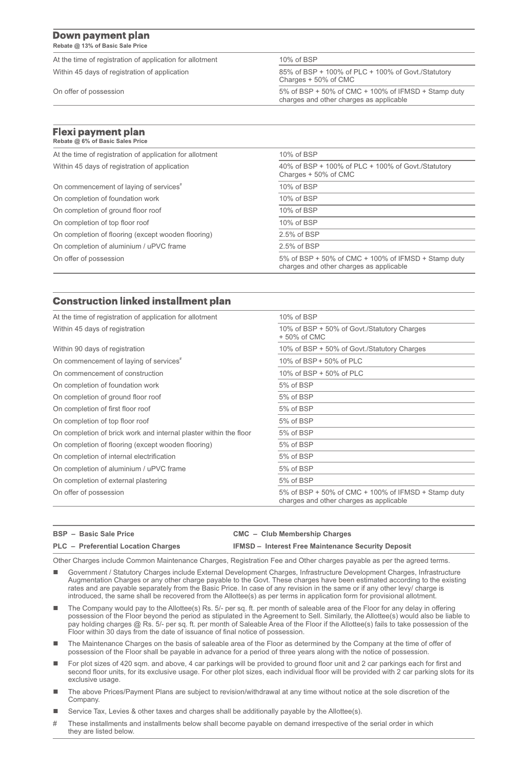## Down payment plan

**Rebate @ 13% of Basic Sale Price**

| | |
|---|---|
| At the time of registration of application for allotment | 10% of BSP |
| Within 45 days of registration of application | 85% of BSP + 100% of PLC + 100% of Govt./Statutory Charges + 50% of CMC |
| On offer of possession | 5% of BSP + 50% of CMC + 100% of IFMSD + Stamp duty charges and other charges as applicable |

## Flexi payment plan

**Rebate @ 6% of Basic Sales Price**

| | |
|---|---|
| At the time of registration of application for allotment | 10% of BSP |
| Within 45 days of registration of application | 40% of BSP + 100% of PLC + 100% of Govt./Statutory Charges + 50% of CMC |
| On commencement of laying of services# | 10% of BSP |
| On completion of foundation work | 10% of BSP |
| On completion of ground floor roof | 10% of BSP |
| On completion of top floor roof | 10% of BSP |
| On completion of flooring (except wooden flooring) | 2.5% of BSP |
| On completion of aluminium / uPVC frame | 2.5% of BSP |
| On offer of possession | 5% of BSP + 50% of CMC + 100% of IFMSD + Stamp duty charges and other charges as applicable |

## Construction linked installment plan

| | |
|---|---|
| At the time of registration of application for allotment | 10% of BSP |
| Within 45 days of registration | 10% of BSP + 50% of Govt./Statutory Charges + 50% of CMC |
| Within 90 days of registration | 10% of BSP + 50% of Govt./Statutory Charges |
| On commencement of laying of services# | 10% of BSP + 50% of PLC |
| On commencement of construction | 10% of BSP + 50% of PLC |
| On completion of foundation work | 5% of BSP |
| On completion of ground floor roof | 5% of BSP |
| On completion of first floor roof | 5% of BSP |
| On completion of top floor roof | 5% of BSP |
| On completion of brick work and internal plaster within the floor | 5% of BSP |
| On completion of flooring (except wooden flooring) | 5% of BSP |
| On completion of internal electrification | 5% of BSP |
| On completion of aluminium / uPVC frame | 5% of BSP |
| On completion of external plastering | 5% of BSP |
| On offer of possession | 5% of BSP + 50% of CMC + 100% of IFMSD + Stamp duty charges and other charges as applicable |

**BSP – Basic Sale Price**

**CMC – Club Membership Charges**

**PLC – Preferential Location Charges**

**IFMSD – Interest Free Maintenance Security Deposit**

Other Charges include Common Maintenance Charges, Registration Fee and Other charges payable as per the agreed terms.

- Government / Statutory Charges include External Development Charges, Infrastructure Development Charges, Infrastructure Augmentation Charges or any other charge payable to the Govt. These charges have been estimated according to the existing rates and are payable separately from the Basic Price. In case of any revision in the same or if any other levy/ charge is introduced, the same shall be recovered from the Allottee(s) as per terms in application form for provisional allotment.
- The Company would pay to the Allottee(s) Rs. 5/- per sq. ft. per month of saleable area of the Floor for any delay in offering possession of the Floor beyond the period as stipulated in the Agreement to Sell. Similarly, the Allottee(s) would also be liable to pay holding charges @ Rs. 5/- per sq. ft. per month of Saleable Area of the Floor if the Allottee(s) fails to take possession of the Floor within 30 days from the date of issuance of final notice of possession.
- The Maintenance Charges on the basis of saleable area of the Floor as determined by the Company at the time of offer of possession of the Floor shall be payable in advance for a period of three years along with the notice of possession.
- For plot sizes of 420 sqm. and above, 4 car parkings will be provided to ground floor unit and 2 car parkings each for first and second floor units, for its exclusive usage. For other plot sizes, each individual floor will be provided with 2 car parking slots for its exclusive usage.
- The above Prices/Payment Plans are subject to revision/withdrawal at any time without notice at the sole discretion of the Company.
- Service Tax, Levies & other taxes and charges shall be additionally payable by the Allottee(s).

\# These installments and installments below shall become payable on demand irrespective of the serial order in which they are listed below.